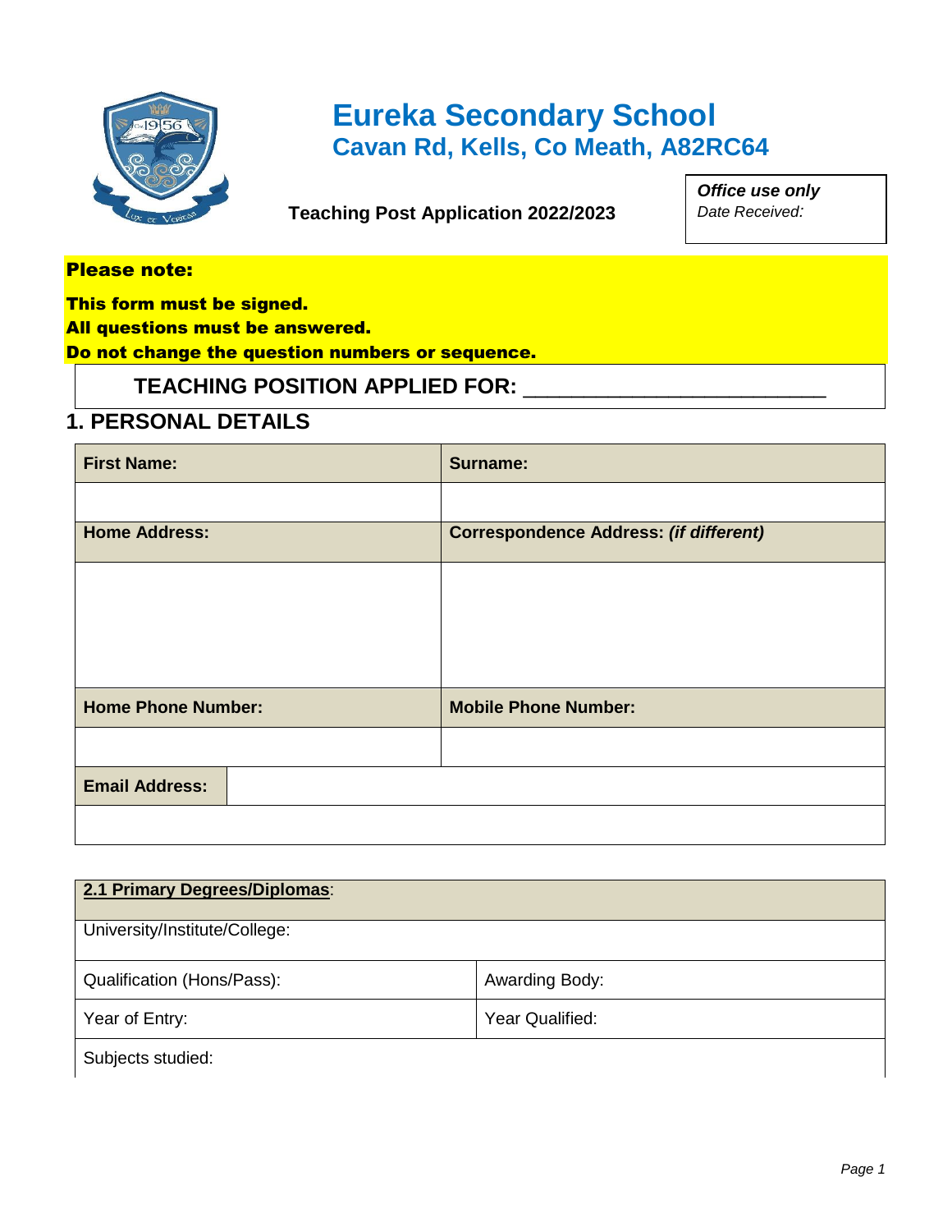# Eureka Secondary School

## Cavan Rd, Kells, Co Meath, A82RC64

**Teaching Post Application 2022/2023**

| |
|---|
| ***Office use only*** |
| *Date Received:* |

**Please note:**

**This form must be signed.**
**All questions must be answered.**
**Do not change the question numbers or sequence.**

**TEACHING POSITION APPLIED FOR: \_\_\_\_\_\_\_\_\_\_\_\_\_\_\_\_\_\_\_\_\_\_\_\_\_\_**

## 1. PERSONAL DETAILS

| **First Name:** | **Surname:** |
|---|---|
| | |
| **Home Address:** | **Correspondence Address:** ***(if different)*** |
| | |
| **Home Phone Number:** | **Mobile Phone Number:** |
| | |
| **Email Address:** | |
| | |

| **2.1 Primary Degrees/Diplomas**: | |
|---|---|
| University/Institute/College: | |
| Qualification (Hons/Pass): | Awarding Body: |
| Year of Entry: | Year Qualified: |
| Subjects studied: | |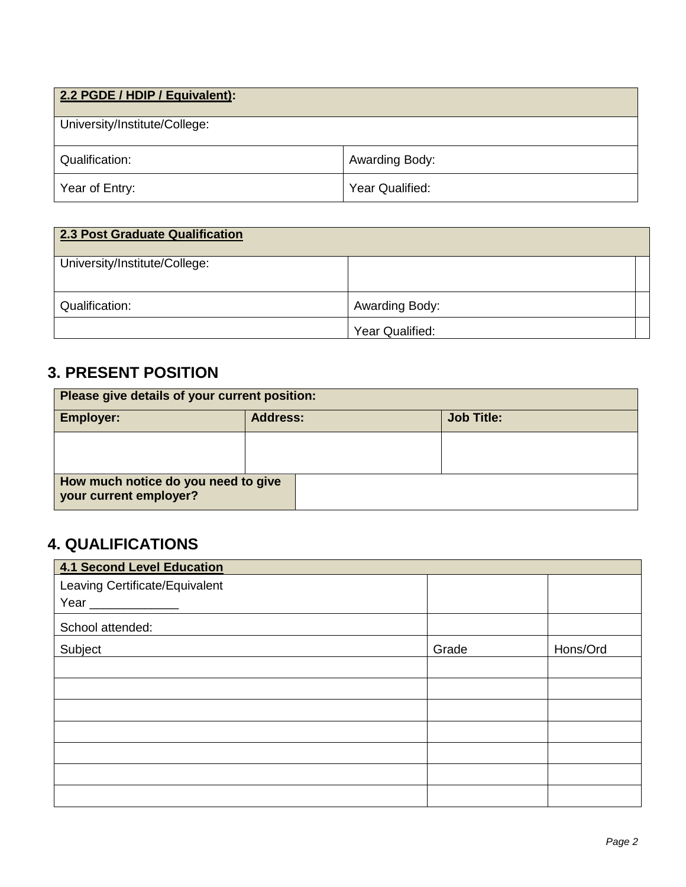| 2.2 PGDE / HDIP / Equivalent): | |
| --- | --- |
| University/Institute/College: | |
| Qualification: | Awarding Body: |
| Year of Entry: | Year Qualified: |

| 2.3 Post Graduate Qualification | | |
| --- | --- | --- |
| University/Institute/College: | | |
| Qualification: | Awarding Body: | |
| | Year Qualified: | |

## 3. PRESENT POSITION

| Please give details of your current position: | | |
| --- | --- | --- |
| **Employer:** | **Address:** | **Job Title:** |
| | | |
| **How much notice do you need to give your current employer?** | | |

## 4. QUALIFICATIONS

| 4.1 Second Level Education | | |
| --- | --- | --- |
| Leaving Certificate/Equivalent<br>Year _____________ | | |
| School attended: | | |
| Subject | Grade | Hons/Ord |
| | | |
| | | |
| | | |
| | | |
| | | |
| | | |
| | | |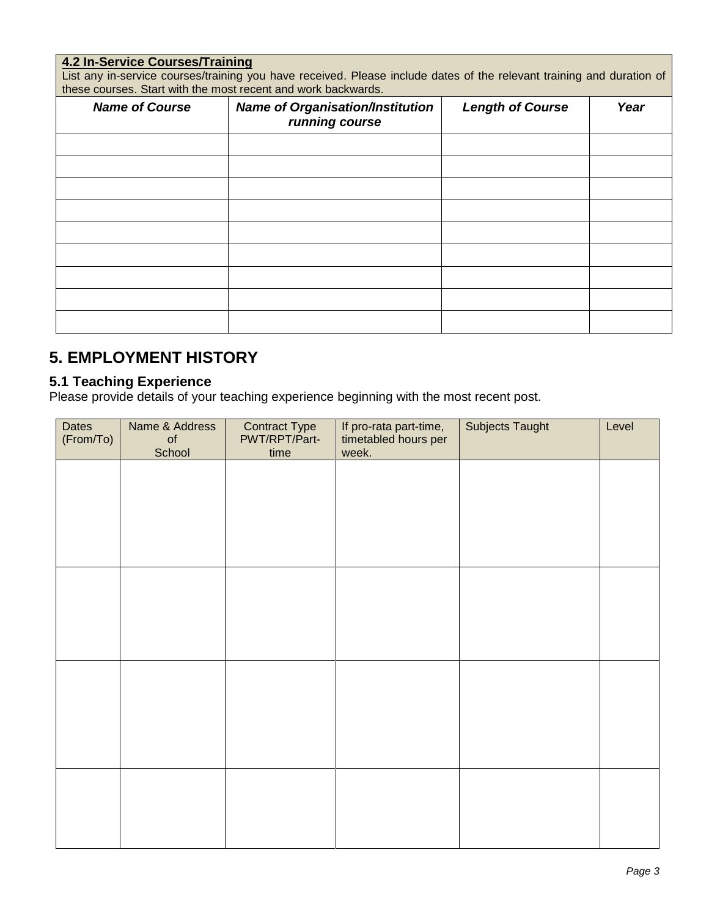**4.2 In-Service Courses/Training**

List any in-service courses/training you have received. Please include dates of the relevant training and duration of these courses. Start with the most recent and work backwards.

| ***Name of Course*** | ***Name of Organisation/Institution running course*** | ***Length of Course*** | ***Year*** |
|---|---|---|---|
| | | | |
| | | | |
| | | | |
| | | | |
| | | | |
| | | | |
| | | | |
| | | | |
| | | | |

## 5. EMPLOYMENT HISTORY

### 5.1 Teaching Experience

Please provide details of your teaching experience beginning with the most recent post.

| Dates (From/To) | Name & Address of School | Contract Type PWT/RPT/Part-time | If pro-rata part-time, timetabled hours per week. | Subjects Taught | Level |
|---|---|---|---|---|---|
| | | | | | |
| | | | | | |
| | | | | | |
| | | | | | |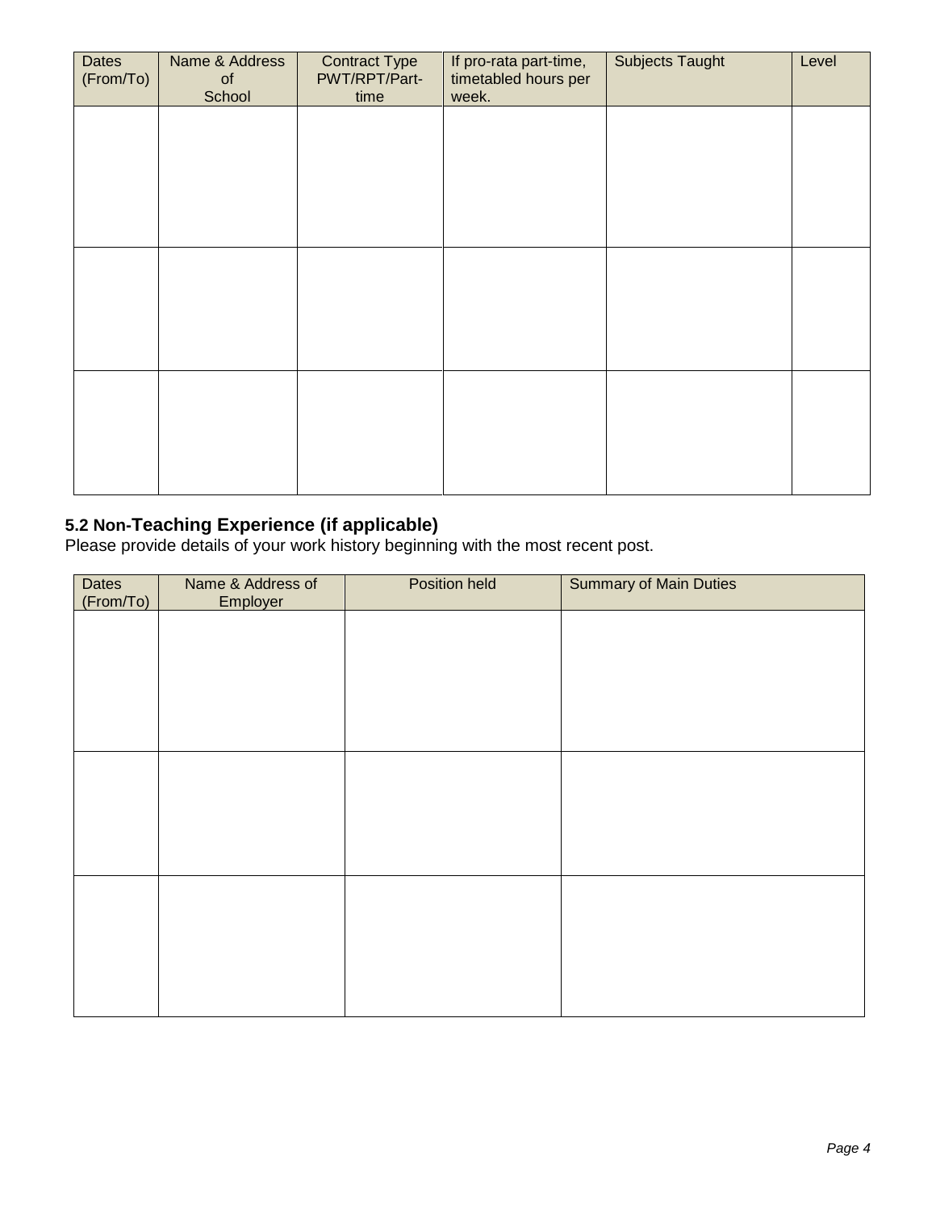| Dates (From/To) | Name & Address of School | Contract Type PWT/RPT/Part-time | If pro-rata part-time, timetabled hours per week. | Subjects Taught | Level |
|---|---|---|---|---|---|
| | | | | | |
| | | | | | |
| | | | | | |

**5.2 Non-Teaching Experience (if applicable)**

Please provide details of your work history beginning with the most recent post.

| Dates (From/To) | Name & Address of Employer | Position held | Summary of Main Duties |
|---|---|---|---|
| | | | |
| | | | |
| | | | |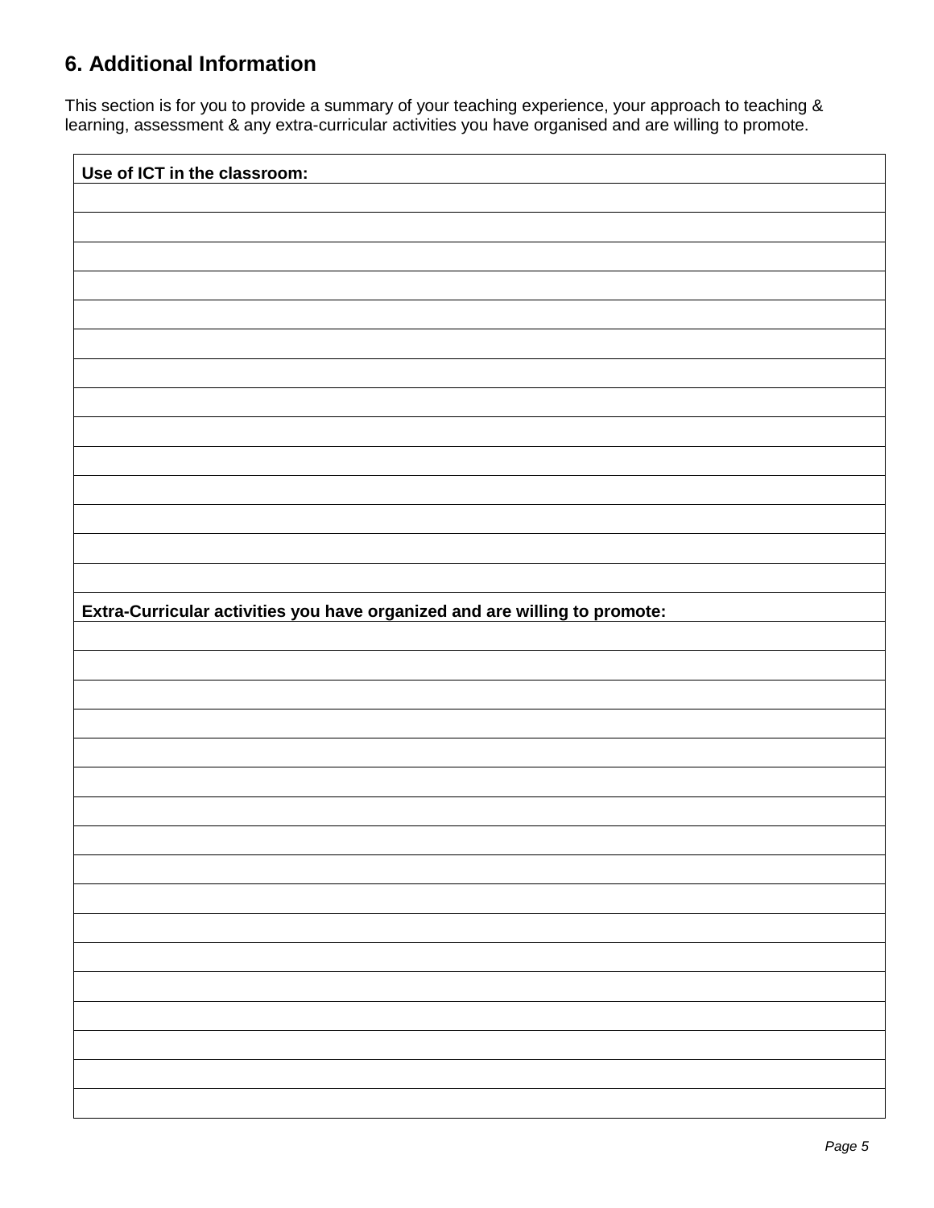## 6. Additional Information

This section is for you to provide a summary of your teaching experience, your approach to teaching & learning, assessment & any extra-curricular activities you have organised and are willing to promote.

| |
|---|
| **Use of ICT in the classroom:** |
| |
| |
| |
| |
| |
| |
| |
| |
| |
| |
| |
| |
| |
| |
| **Extra-Curricular activities you have organized and are willing to promote:** |
| |
| |
| |
| |
| |
| |
| |
| |
| |
| |
| |
| |
| |
| |
| |
| |
| |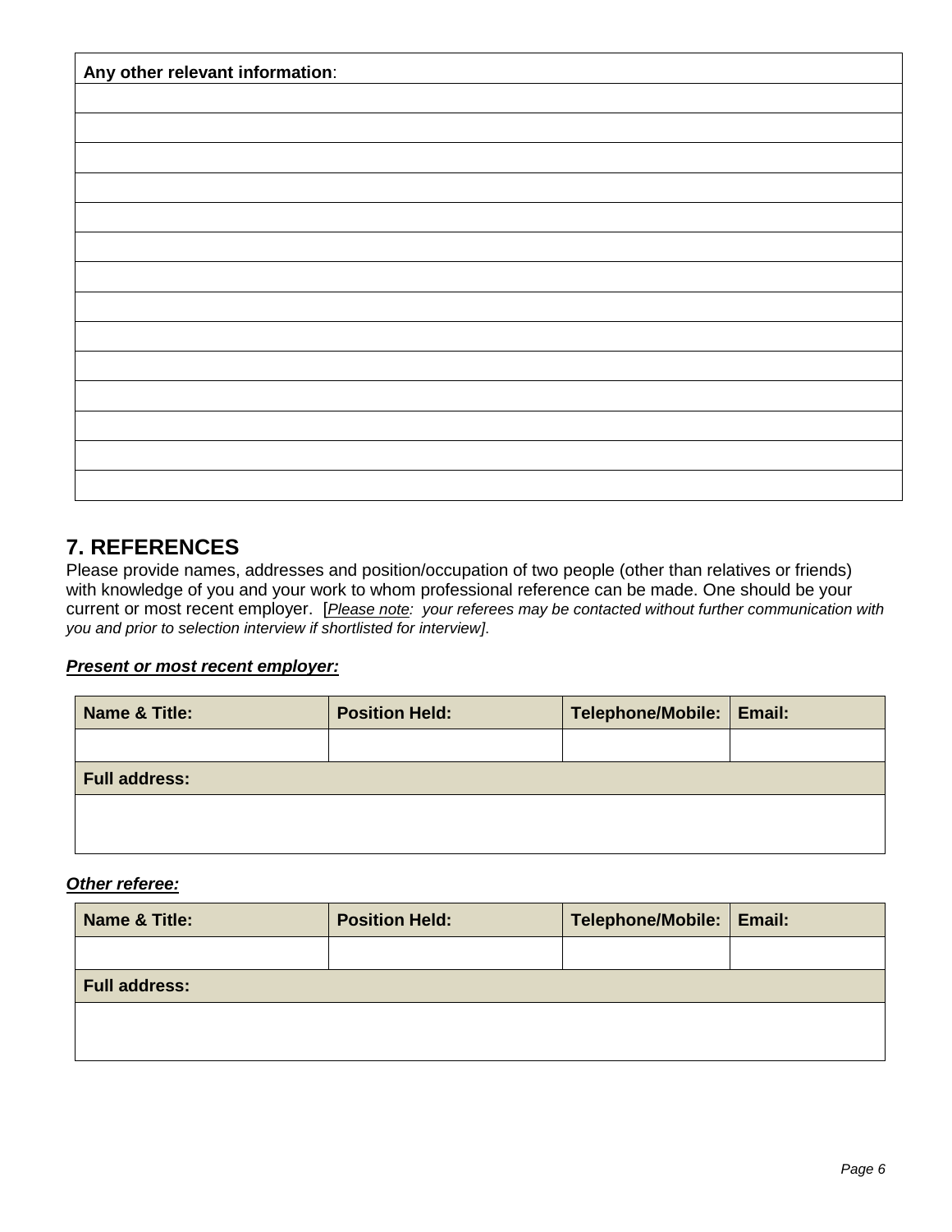| **Any other relevant information**: |
| --- |
| |
| |
| |
| |
| |
| |
| |
| |
| |
| |
| |
| |
| |
| |

## 7. REFERENCES

Please provide names, addresses and position/occupation of two people (other than relatives or friends) with knowledge of you and your work to whom professional reference can be made. One should be your current or most recent employer. [*Please note: your referees may be contacted without further communication with you and prior to selection interview if shortlisted for interview].*

***Present or most recent employer:***

| **Name & Title:** | **Position Held:** | **Telephone/Mobile:** | **Email:** |
| --- | --- | --- | --- |
| | | | |
| **Full address:** | | | |
| | | | |

***Other referee:***

| **Name & Title:** | **Position Held:** | **Telephone/Mobile:** | **Email:** |
| --- | --- | --- | --- |
| | | | |
| **Full address:** | | | |
| | | | |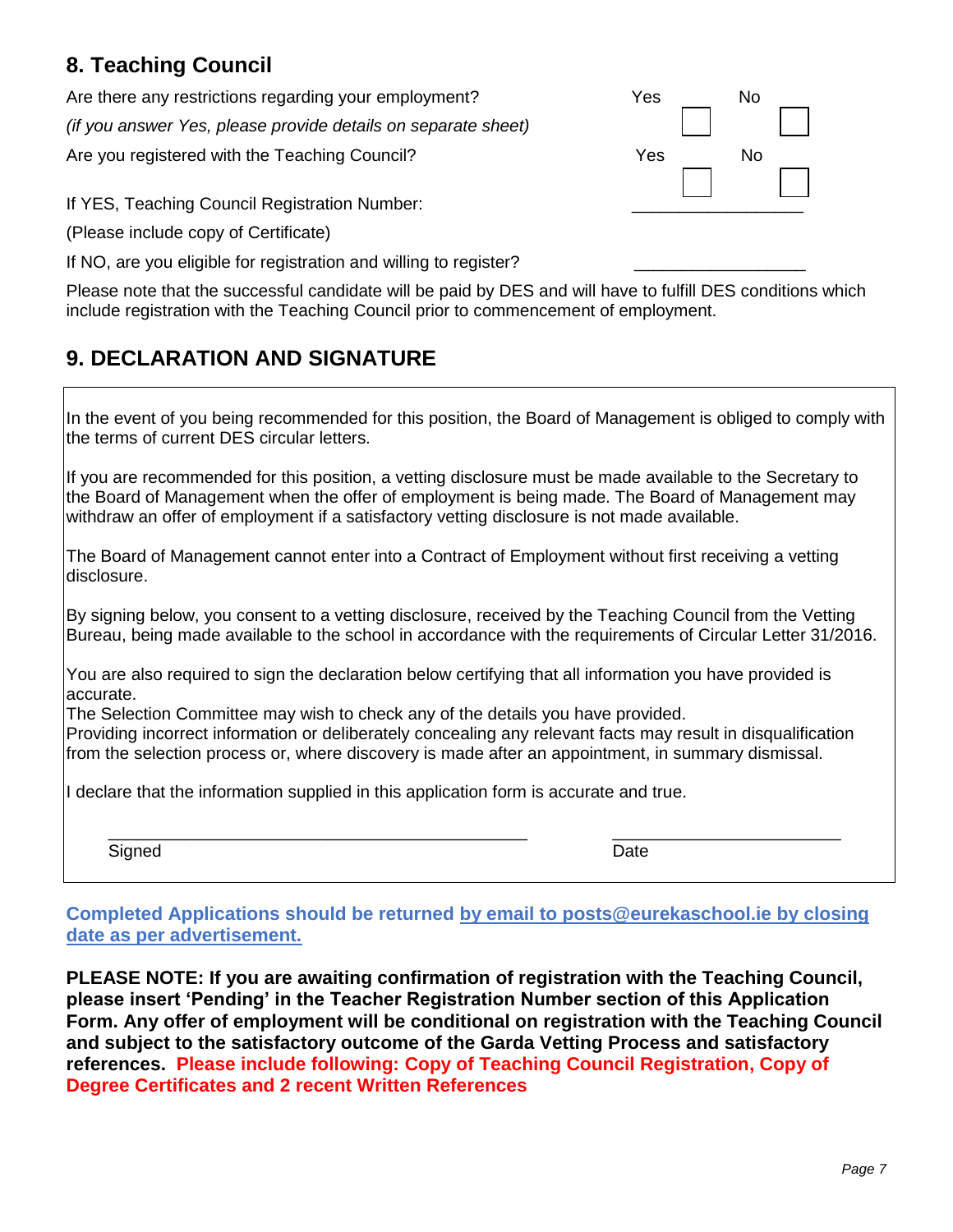## 8. Teaching Council

Are there any restrictions regarding your employment? Yes ☐ No ☐

*(if you answer Yes, please provide details on separate sheet)*

Are you registered with the Teaching Council? Yes ☐ No ☐

If YES, Teaching Council Registration Number: ________________

(Please include copy of Certificate)

If NO, are you eligible for registration and willing to register? ________________

Please note that the successful candidate will be paid by DES and will have to fulfill DES conditions which include registration with the Teaching Council prior to commencement of employment.

## 9. DECLARATION AND SIGNATURE

In the event of you being recommended for this position, the Board of Management is obliged to comply with the terms of current DES circular letters.

If you are recommended for this position, a vetting disclosure must be made available to the Secretary to the Board of Management when the offer of employment is being made. The Board of Management may withdraw an offer of employment if a satisfactory vetting disclosure is not made available.

The Board of Management cannot enter into a Contract of Employment without first receiving a vetting disclosure.

By signing below, you consent to a vetting disclosure, received by the Teaching Council from the Vetting Bureau, being made available to the school in accordance with the requirements of Circular Letter 31/2016.

You are also required to sign the declaration below certifying that all information you have provided is accurate.
The Selection Committee may wish to check any of the details you have provided.
Providing incorrect information or deliberately concealing any relevant facts may result in disqualification from the selection process or, where discovery is made after an appointment, in summary dismissal.

I declare that the information supplied in this application form is accurate and true.

______________________________ ______________________

Signed Date

**Completed Applications should be returned by email to posts@eurekaschool.ie by closing date as per advertisement.**

**PLEASE NOTE: If you are awaiting confirmation of registration with the Teaching Council, please insert 'Pending' in the Teacher Registration Number section of this Application Form. Any offer of employment will be conditional on registration with the Teaching Council and subject to the satisfactory outcome of the Garda Vetting Process and satisfactory references. Please include following: Copy of Teaching Council Registration, Copy of Degree Certificates and 2 recent Written References**